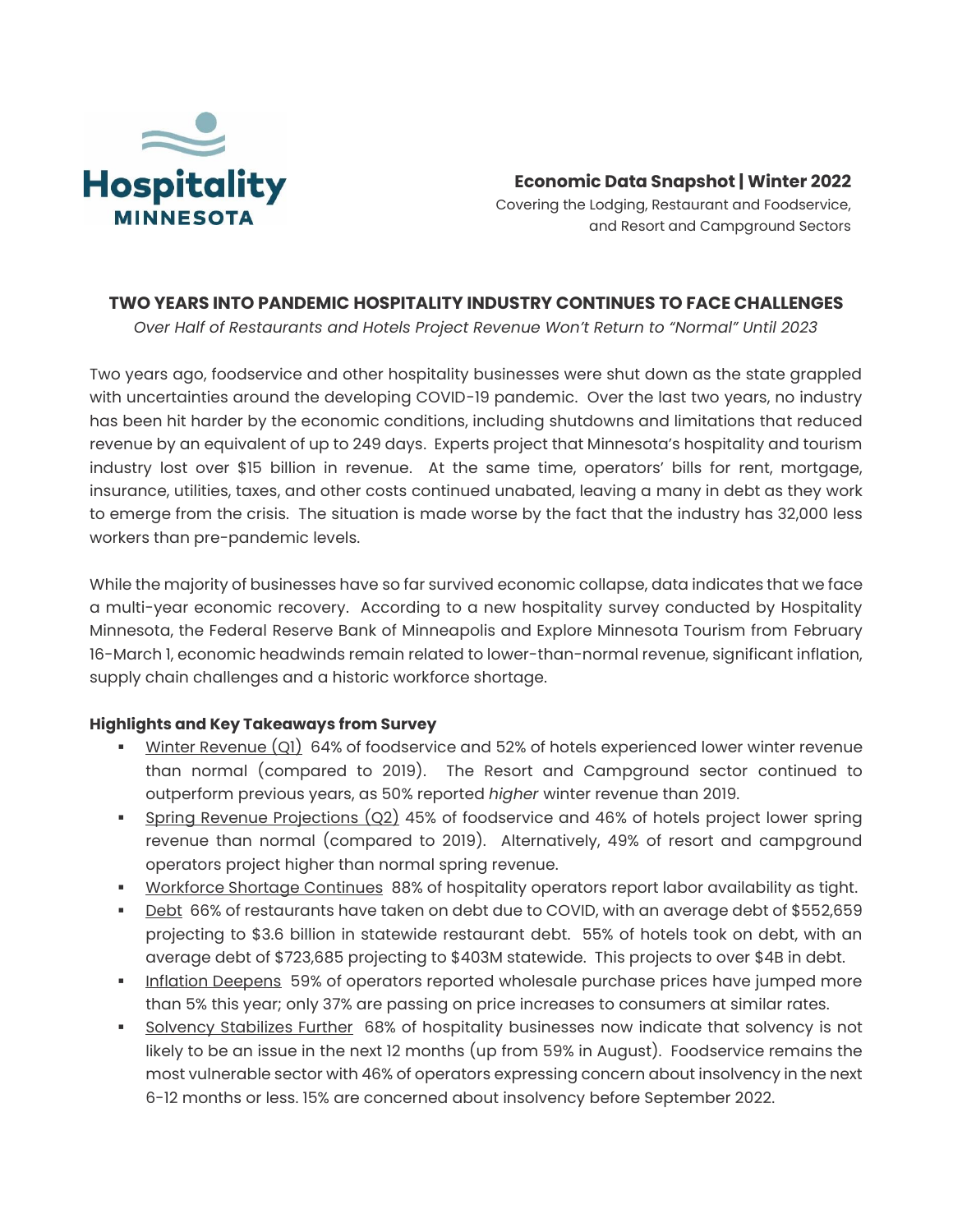Hospitality MINNESOTA

**Economic Data Snapshot | Winter 2022**

Covering the Lodging, Restaurant and Foodservice, and Resort and Campground Sectors

## TWO YEARS INTO PANDEMIC HOSPITALITY INDUSTRY CONTINUES TO FACE CHALLENGES

*Over Half of Restaurants and Hotels Project Revenue Won't Return to "Normal" Until 2023*

Two years ago, foodservice and other hospitality businesses were shut down as the state grappled with uncertainties around the developing COVID-19 pandemic. Over the last two years, no industry has been hit harder by the economic conditions, including shutdowns and limitations that reduced revenue by an equivalent of up to 249 days. Experts project that Minnesota's hospitality and tourism industry lost over $15 billion in revenue. At the same time, operators' bills for rent, mortgage, insurance, utilities, taxes, and other costs continued unabated, leaving a many in debt as they work to emerge from the crisis. The situation is made worse by the fact that the industry has 32,000 less workers than pre-pandemic levels.

While the majority of businesses have so far survived economic collapse, data indicates that we face a multi-year economic recovery. According to a new hospitality survey conducted by Hospitality Minnesota, the Federal Reserve Bank of Minneapolis and Explore Minnesota Tourism from February 16-March 1, economic headwinds remain related to lower-than-normal revenue, significant inflation, supply chain challenges and a historic workforce shortage.

### Highlights and Key Takeaways from Survey

- Winter Revenue (Q1) 64% of foodservice and 52% of hotels experienced lower winter revenue than normal (compared to 2019). The Resort and Campground sector continued to outperform previous years, as 50% reported *higher* winter revenue than 2019.
- Spring Revenue Projections (Q2) 45% of foodservice and 46% of hotels project lower spring revenue than normal (compared to 2019). Alternatively, 49% of resort and campground operators project higher than normal spring revenue.
- Workforce Shortage Continues 88% of hospitality operators report labor availability as tight.
- Debt 66% of restaurants have taken on debt due to COVID, with an average debt of $552,659 projecting to $3.6 billion in statewide restaurant debt. 55% of hotels took on debt, with an average debt of $723,685 projecting to $403M statewide. This projects to over $4B in debt.
- Inflation Deepens 59% of operators reported wholesale purchase prices have jumped more than 5% this year; only 37% are passing on price increases to consumers at similar rates.
- Solvency Stabilizes Further 68% of hospitality businesses now indicate that solvency is not likely to be an issue in the next 12 months (up from 59% in August). Foodservice remains the most vulnerable sector with 46% of operators expressing concern about insolvency in the next 6-12 months or less. 15% are concerned about insolvency before September 2022.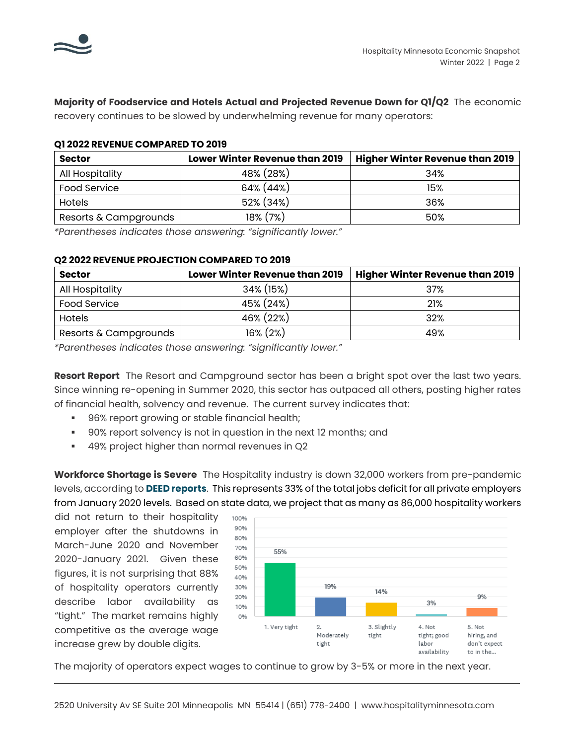**Majority of Foodservice and Hotels Actual and Projected Revenue Down for Q1/Q2** The economic recovery continues to be slowed by underwhelming revenue for many operators:

**Q1 2022 REVENUE COMPARED TO 2019**

| Sector | Lower Winter Revenue than 2019 | Higher Winter Revenue than 2019 |
|---|---|---|
| All Hospitality | 48% (28%) | 34% |
| Food Service | 64% (44%) | 15% |
| Hotels | 52% (34%) | 36% |
| Resorts & Campgrounds | 18% (7%) | 50% |

*\*Parentheses indicates those answering: "significantly lower."*

**Q2 2022 REVENUE PROJECTION COMPARED TO 2019**

| Sector | Lower Winter Revenue than 2019 | Higher Winter Revenue than 2019 |
|---|---|---|
| All Hospitality | 34% (15%) | 37% |
| Food Service | 45% (24%) | 21% |
| Hotels | 46% (22%) | 32% |
| Resorts & Campgrounds | 16% (2%) | 49% |

*\*Parentheses indicates those answering: "significantly lower."*

**Resort Report** The Resort and Campground sector has been a bright spot over the last two years. Since winning re-opening in Summer 2020, this sector has outpaced all others, posting higher rates of financial health, solvency and revenue. The current survey indicates that:

- 96% report growing or stable financial health;
- 90% report solvency is not in question in the next 12 months; and
- 49% project higher than normal revenues in Q2

**Workforce Shortage is Severe** The Hospitality industry is down 32,000 workers from pre-pandemic levels, according to **DEED reports**. This represents 33% of the total jobs deficit for all private employers from January 2020 levels. Based on state data, we project that as many as 86,000 hospitality workers did not return to their hospitality employer after the shutdowns in March-June 2020 and November 2020-January 2021. Given these figures, it is not surprising that 88% of hospitality operators currently describe labor availability as "tight." The market remains highly competitive as the average wage increase grew by double digits.

| Labor availability | Percent |
|---|---|
| 1. Very tight | 55% |
| 2. Moderately tight | 19% |
| 3. Slightly tight | 14% |
| 4. Not tight; good labor availability | 3% |
| 5. Not hiring, and don't expect to in the... | 9% |

The majority of operators expect wages to continue to grow by 3-5% or more in the next year.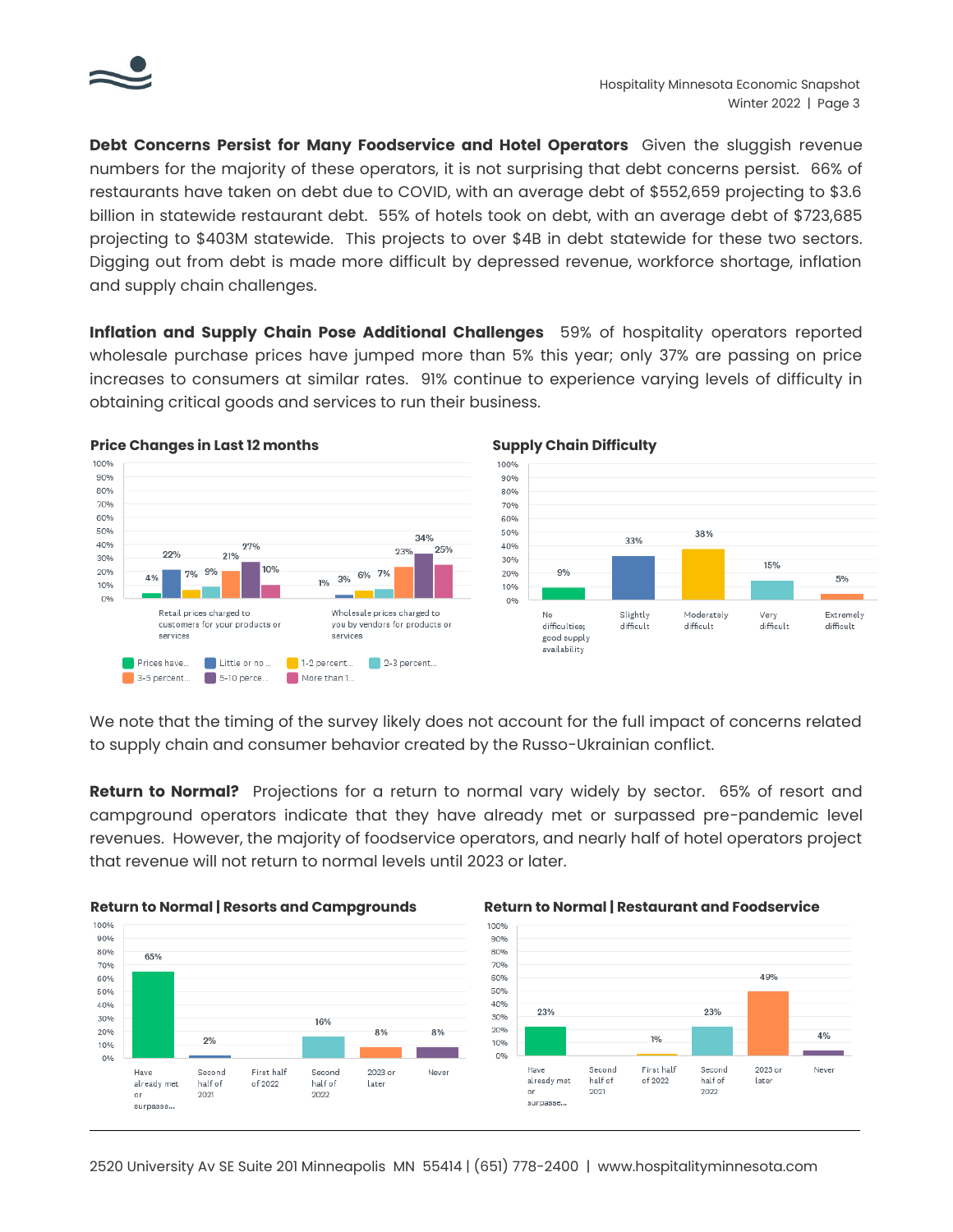**Debt Concerns Persist for Many Foodservice and Hotel Operators** Given the sluggish revenue numbers for the majority of these operators, it is not surprising that debt concerns persist. 66% of restaurants have taken on debt due to COVID, with an average debt of $552,659 projecting to $3.6 billion in statewide restaurant debt. 55% of hotels took on debt, with an average debt of $723,685 projecting to $403M statewide. This projects to over $4B in debt statewide for these two sectors. Digging out from debt is made more difficult by depressed revenue, workforce shortage, inflation and supply chain challenges.

**Inflation and Supply Chain Pose Additional Challenges** 59% of hospitality operators reported wholesale purchase prices have jumped more than 5% this year; only 37% are passing on price increases to consumers at similar rates. 91% continue to experience varying levels of difficulty in obtaining critical goods and services to run their business.

**Price Changes in Last 12 months**

| | Prices have... | Little or no ... | 1-2 percent... | 2-3 percent... | 3-5 percent... | 5-10 perce... | More than 1... |
|---|---|---|---|---|---|---|---|
| Retail prices charged to customers for your products or services | 4% | 22% | 7% | 9% | 21% | 27% | 10% |
| Wholesale prices charged to you by vendors for products or services | 1% | 3% | 6% | 7% | 23% | 34% | 25% |

**Supply Chain Difficulty**

| No difficulties; good supply availability | Slightly difficult | Moderately difficult | Very difficult | Extremely difficult |
|---|---|---|---|---|
| 9% | 33% | 38% | 15% | 5% |

We note that the timing of the survey likely does not account for the full impact of concerns related to supply chain and consumer behavior created by the Russo-Ukrainian conflict.

**Return to Normal?** Projections for a return to normal vary widely by sector. 65% of resort and campground operators indicate that they have already met or surpassed pre-pandemic level revenues. However, the majority of foodservice operators, and nearly half of hotel operators project that revenue will not return to normal levels until 2023 or later.

**Return to Normal | Resorts and Campgrounds**

| Have already met or surpasse... | Second half of 2021 | First half of 2022 | Second half of 2022 | 2023 or later | Never |
|---|---|---|---|---|---|
| 65% | 2% | | 16% | 8% | 8% |

**Return to Normal | Restaurant and Foodservice**

| Have already met or surpasse... | Second half of 2021 | First half of 2022 | Second half of 2022 | 2023 or later | Never |
|---|---|---|---|---|---|
| 23% | | 1% | 23% | 49% | 4% |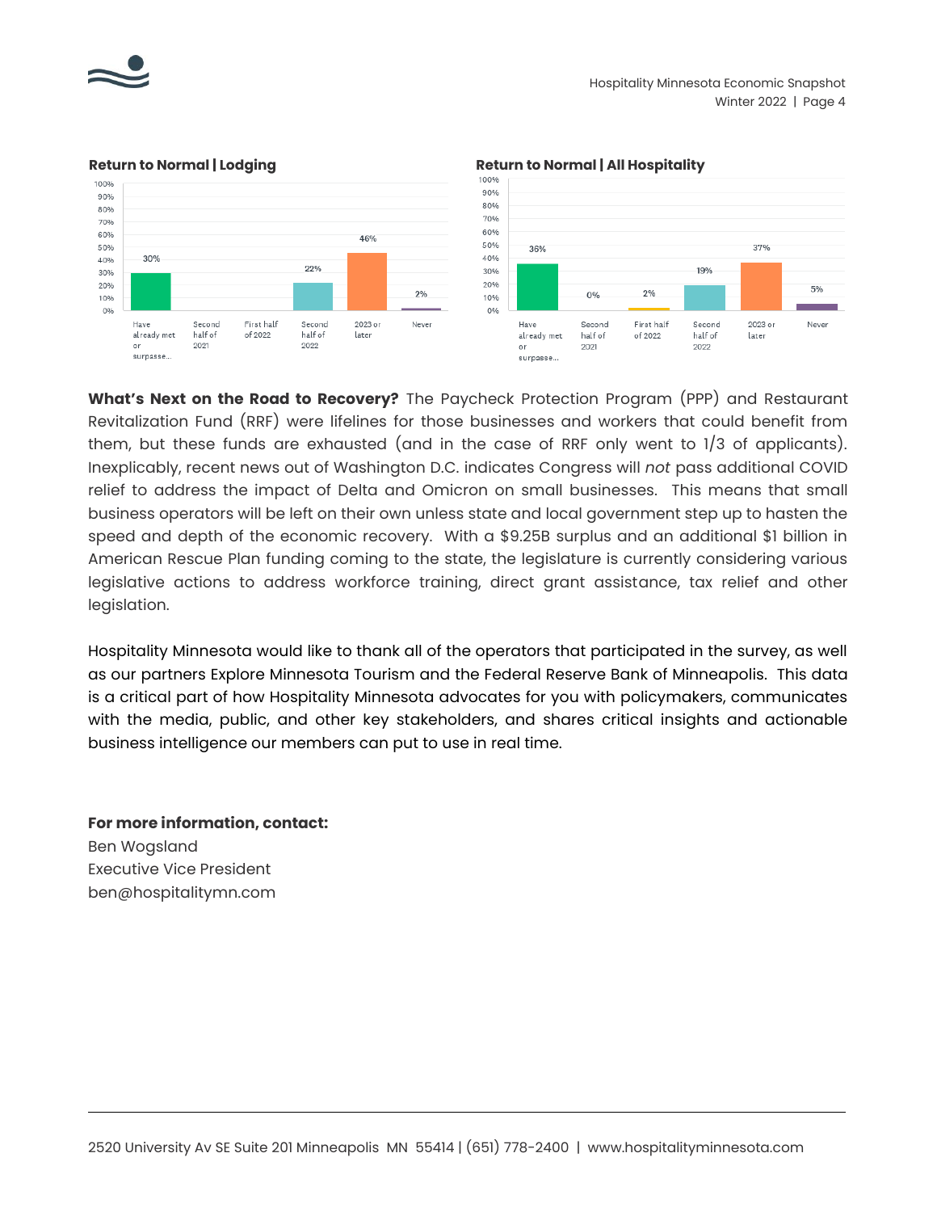**Return to Normal | Lodging**

100%
90%
80%
70%
60%
50%
40%
30%
20%
10%
0%

30%
22%
46%
2%

Have already met or surpasse...
Second half of 2021
First half of 2022
Second half of 2022
2023 or later
Never

**Return to Normal | All Hospitality**

100%
90%
80%
70%
60%
50%
40%
30%
20%
10%
0%

36%
0%
2%
19%
37%
5%

Have already met or surpasse...
Second half of 2021
First half of 2022
Second half of 2022
2023 or later
Never

**What's Next on the Road to Recovery?** The Paycheck Protection Program (PPP) and Restaurant Revitalization Fund (RRF) were lifelines for those businesses and workers that could benefit from them, but these funds are exhausted (and in the case of RRF only went to 1/3 of applicants). Inexplicably, recent news out of Washington D.C. indicates Congress will *not* pass additional COVID relief to address the impact of Delta and Omicron on small businesses. This means that small business operators will be left on their own unless state and local government step up to hasten the speed and depth of the economic recovery. With a $9.25B surplus and an additional $1 billion in American Rescue Plan funding coming to the state, the legislature is currently considering various legislative actions to address workforce training, direct grant assistance, tax relief and other legislation.

Hospitality Minnesota would like to thank all of the operators that participated in the survey, as well as our partners Explore Minnesota Tourism and the Federal Reserve Bank of Minneapolis. This data is a critical part of how Hospitality Minnesota advocates for you with policymakers, communicates with the media, public, and other key stakeholders, and shares critical insights and actionable business intelligence our members can put to use in real time.

**For more information, contact:**
Ben Wogsland
Executive Vice President
ben@hospitalitymn.com